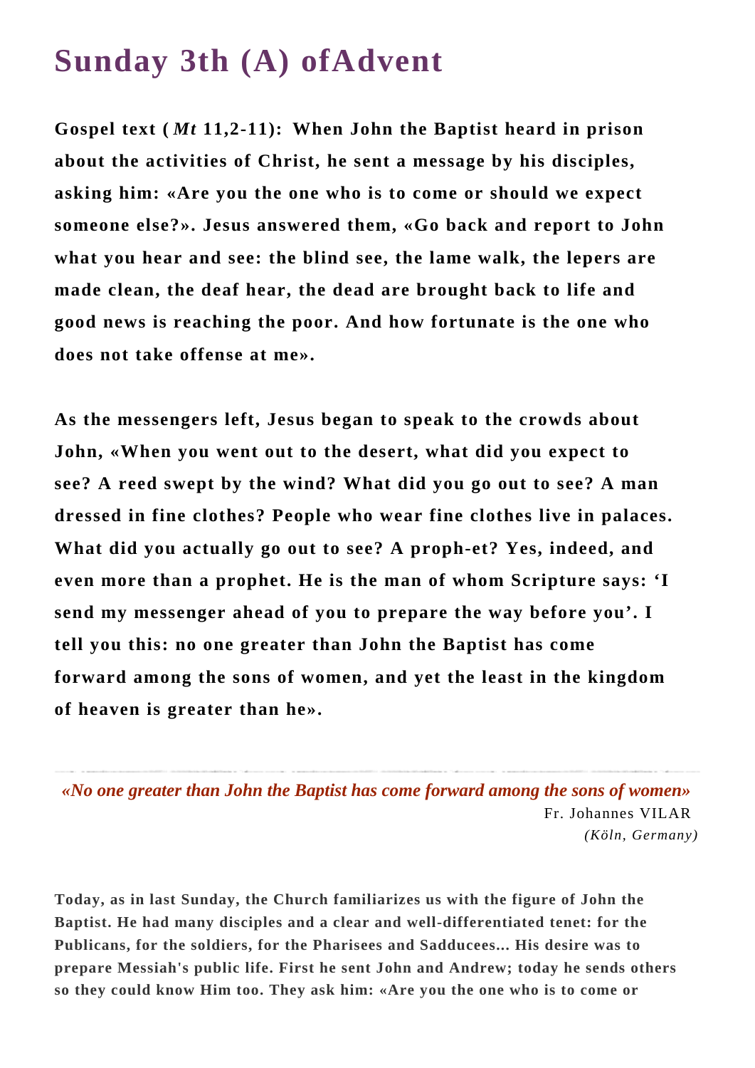# Sunday 3th (A) ofAdvent

**Gospel text (*Mt* 11,2-11): When John the Baptist heard in prison about the activities of Christ, he sent a message by his disciples, asking him: «Are you the one who is to come or should we expect someone else?». Jesus answered them, «Go back and report to John what you hear and see: the blind see, the lame walk, the lepers are made clean, the deaf hear, the dead are brought back to life and good news is reaching the poor. And how fortunate is the one who does not take offense at me».**

**As the messengers left, Jesus began to speak to the crowds about John, «When you went out to the desert, what did you expect to see? A reed swept by the wind? What did you go out to see? A man dressed in fine clothes? People who wear fine clothes live in palaces. What did you actually go out to see? A proph-et? Yes, indeed, and even more than a prophet. He is the man of whom Scripture says: 'I send my messenger ahead of you to prepare the way before you'. I tell you this: no one greater than John the Baptist has come forward among the sons of women, and yet the least in the kingdom of heaven is greater than he».**

---

***«No one greater than John the Baptist has come forward among the sons of women»***

Fr. Johannes VILAR

*(Köln, Germany)*

**Today, as in last Sunday, the Church familiarizes us with the figure of John the Baptist. He had many disciples and a clear and well-differentiated tenet: for the Publicans, for the soldiers, for the Pharisees and Sadducees... His desire was to prepare Messiah's public life. First he sent John and Andrew; today he sends others so they could know Him too. They ask him: «Are you the one who is to come or**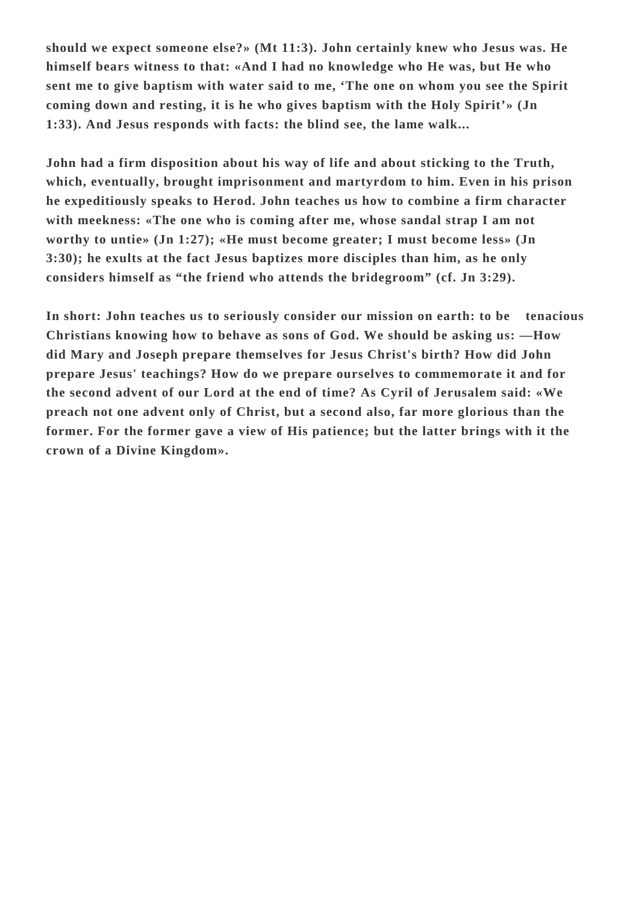**should we expect someone else?» (Mt 11:3). John certainly knew who Jesus was. He himself bears witness to that: «And I had no knowledge who He was, but He who sent me to give baptism with water said to me, 'The one on whom you see the Spirit coming down and resting, it is he who gives baptism with the Holy Spirit'» (Jn 1:33). And Jesus responds with facts: the blind see, the lame walk...**

**John had a firm disposition about his way of life and about sticking to the Truth, which, eventually, brought imprisonment and martyrdom to him. Even in his prison he expeditiously speaks to Herod. John teaches us how to combine a firm character with meekness: «The one who is coming after me, whose sandal strap I am not worthy to untie» (Jn 1:27); «He must become greater; I must become less» (Jn 3:30); he exults at the fact Jesus baptizes more disciples than him, as he only considers himself as "the friend who attends the bridegroom" (cf. Jn 3:29).**

**In short: John teaches us to seriously consider our mission on earth: to be tenacious Christians knowing how to behave as sons of God. We should be asking us: —How did Mary and Joseph prepare themselves for Jesus Christ's birth? How did John prepare Jesus' teachings? How do we prepare ourselves to commemorate it and for the second advent of our Lord at the end of time? As Cyril of Jerusalem said: «We preach not one advent only of Christ, but a second also, far more glorious than the former. For the former gave a view of His patience; but the latter brings with it the crown of a Divine Kingdom».**